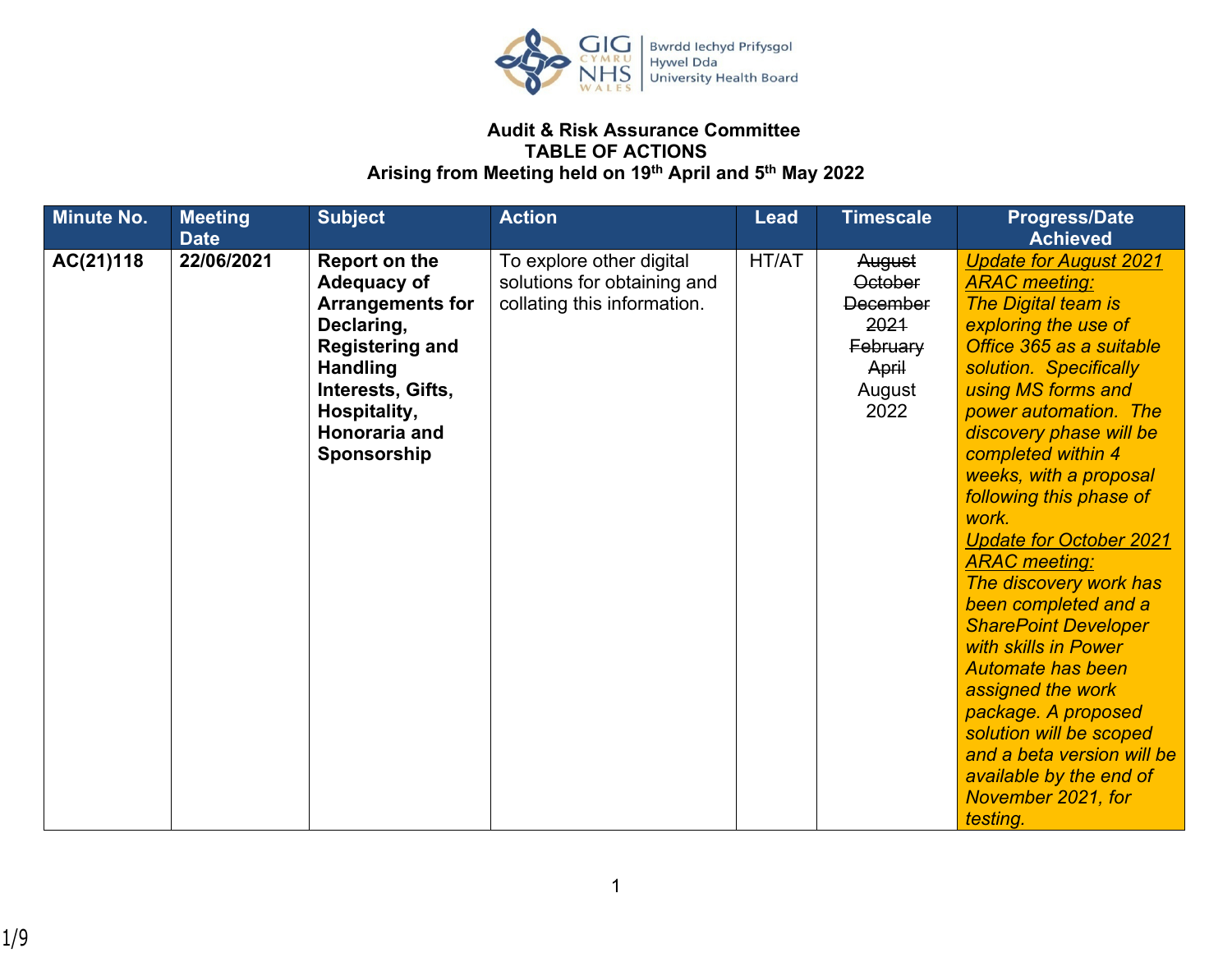**Audit & Risk Assurance Committee**
**TABLE OF ACTIONS**
**Arising from Meeting held on 19th April and 5th May 2022**

| Minute No. | Meeting Date | Subject | Action | Lead | Timescale | Progress/Date Achieved |
|---|---|---|---|---|---|---|
| **AC(21)118** | **22/06/2021** | **Report on the Adequacy of Arrangements for Declaring, Registering and Handling Interests, Gifts, Hospitality, Honoraria and Sponsorship** | To explore other digital solutions for obtaining and collating this information. | HT/AT | ~~August~~ ~~October~~ ~~December 2021~~ ~~February~~ ~~April~~ August 2022 | *Update for August 2021 ARAC meeting:* *The Digital team is exploring the use of Office 365 as a suitable solution. Specifically using MS forms and power automation. The discovery phase will be completed within 4 weeks, with a proposal following this phase of work.* *Update for October 2021 ARAC meeting:* *The discovery work has been completed and a SharePoint Developer with skills in Power Automate has been assigned the work package. A proposed solution will be scoped and a beta version will be available by the end of November 2021, for testing.* |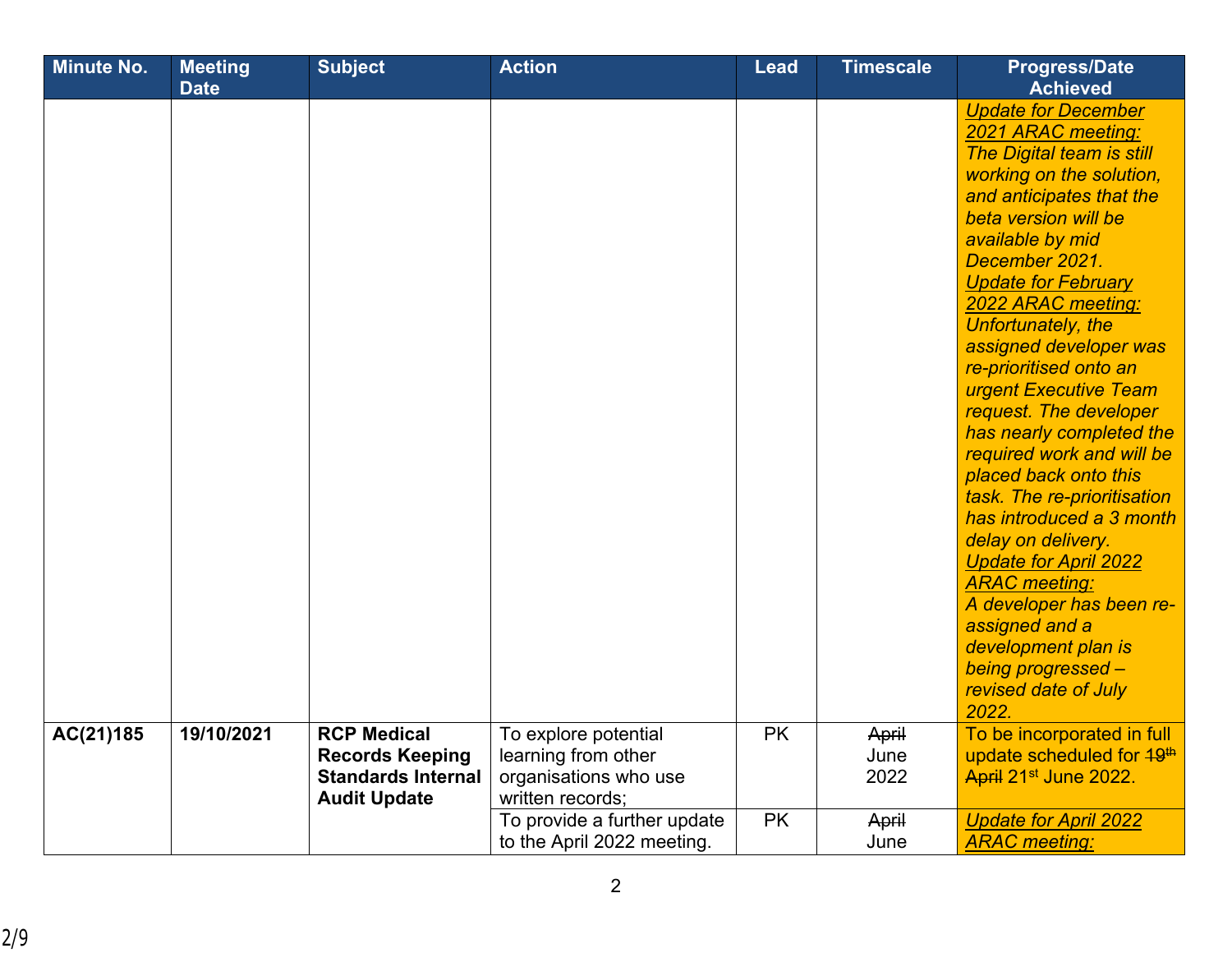| Minute No. | Meeting Date | Subject | Action | Lead | Timescale | Progress/Date Achieved |
|---|---|---|---|---|---|---|
| | | | | | | *<u>Update for December 2021 ARAC meeting:</u>* *The Digital team is still working on the solution, and anticipates that the beta version will be available by mid December 2021.* *<u>Update for February 2022 ARAC meeting:</u>* *Unfortunately, the assigned developer was re-prioritised onto an urgent Executive Team request. The developer has nearly completed the required work and will be placed back onto this task. The re-prioritisation has introduced a 3 month delay on delivery.* *<u>Update for April 2022 ARAC meeting:</u>* *A developer has been re-assigned and a development plan is being progressed – revised date of July 2022.* |
| **AC(21)185** | **19/10/2021** | **RCP Medical Records Keeping Standards Internal Audit Update** | To explore potential learning from other organisations who use written records; | PK | ~~April~~ June 2022 | To be incorporated in full update scheduled for ~~19th April~~ 21st June 2022. |
| | | | To provide a further update to the April 2022 meeting. | PK | ~~April~~ June | *<u>Update for April 2022 ARAC meeting:</u>* |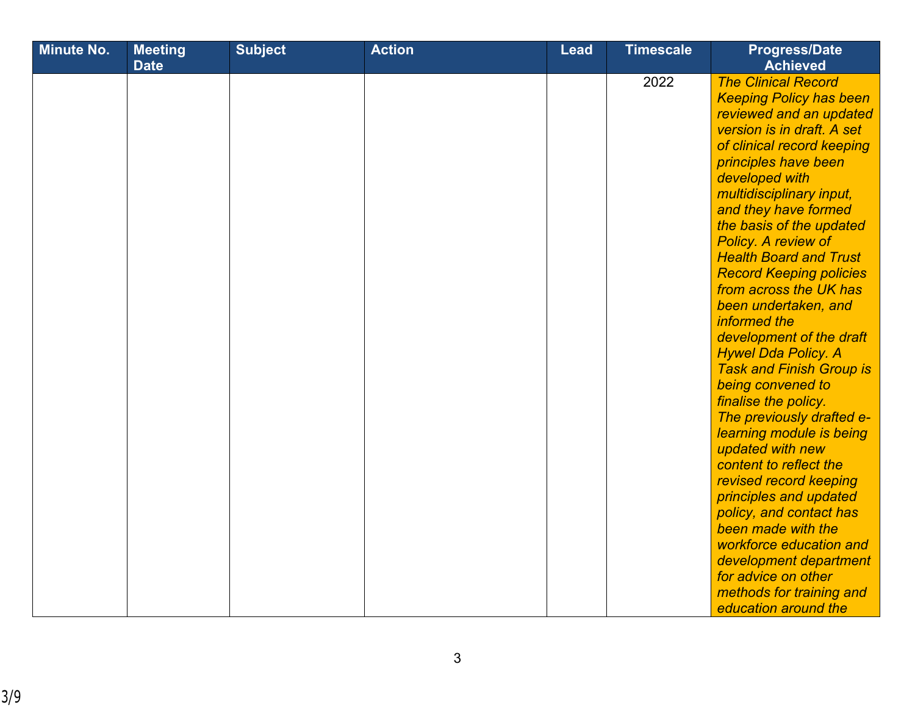| Minute No. | Meeting Date | Subject | Action | Lead | Timescale | Progress/Date Achieved |
|---|---|---|---|---|---|---|
| | | | | | 2022 | *The Clinical Record Keeping Policy has been reviewed and an updated version is in draft. A set of clinical record keeping principles have been developed with multidisciplinary input, and they have formed the basis of the updated Policy. A review of Health Board and Trust Record Keeping policies from across the UK has been undertaken, and informed the development of the draft Hywel Dda Policy. A Task and Finish Group is being convened to finalise the policy. The previously drafted e-learning module is being updated with new content to reflect the revised record keeping principles and updated policy, and contact has been made with the workforce education and development department for advice on other methods for training and education around the* |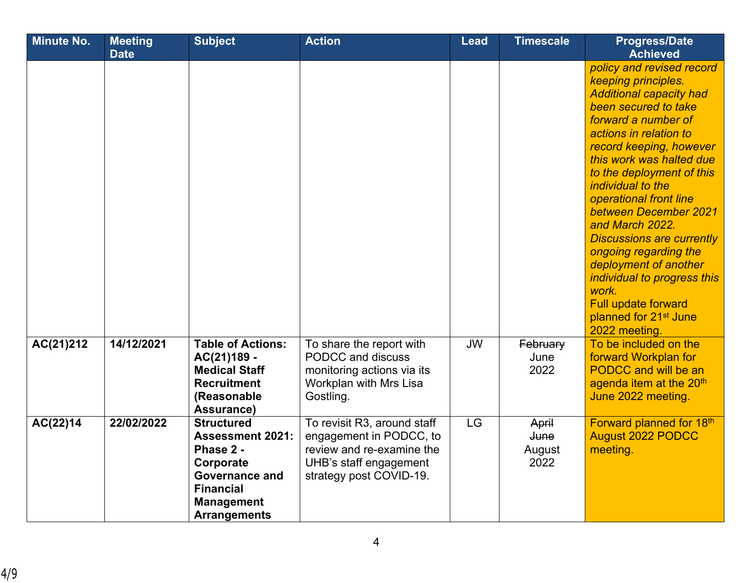| Minute No. | Meeting Date | Subject | Action | Lead | Timescale | Progress/Date Achieved |
|---|---|---|---|---|---|---|
| | | | | | | *policy and revised record keeping principles. Additional capacity had been secured to take forward a number of actions in relation to record keeping, however this work was halted due to the deployment of this individual to the operational front line between December 2021 and March 2022. Discussions are currently ongoing regarding the deployment of another individual to progress this work.* Full update forward planned for 21st June 2022 meeting. |
| **AC(21)212** | **14/12/2021** | **Table of Actions: AC(21)189 - Medical Staff Recruitment (Reasonable Assurance)** | To share the report with PODCC and discuss monitoring actions via its Workplan with Mrs Lisa Gostling. | JW | ~~February~~ June 2022 | To be included on the forward Workplan for PODCC and will be an agenda item at the 20th June 2022 meeting. |
| **AC(22)14** | **22/02/2022** | **Structured Assessment 2021: Phase 2 - Corporate Governance and Financial Management Arrangements** | To revisit R3, around staff engagement in PODCC, to review and re-examine the UHB's staff engagement strategy post COVID-19. | LG | ~~April~~ ~~June~~ August 2022 | Forward planned for 18th August 2022 PODCC meeting. |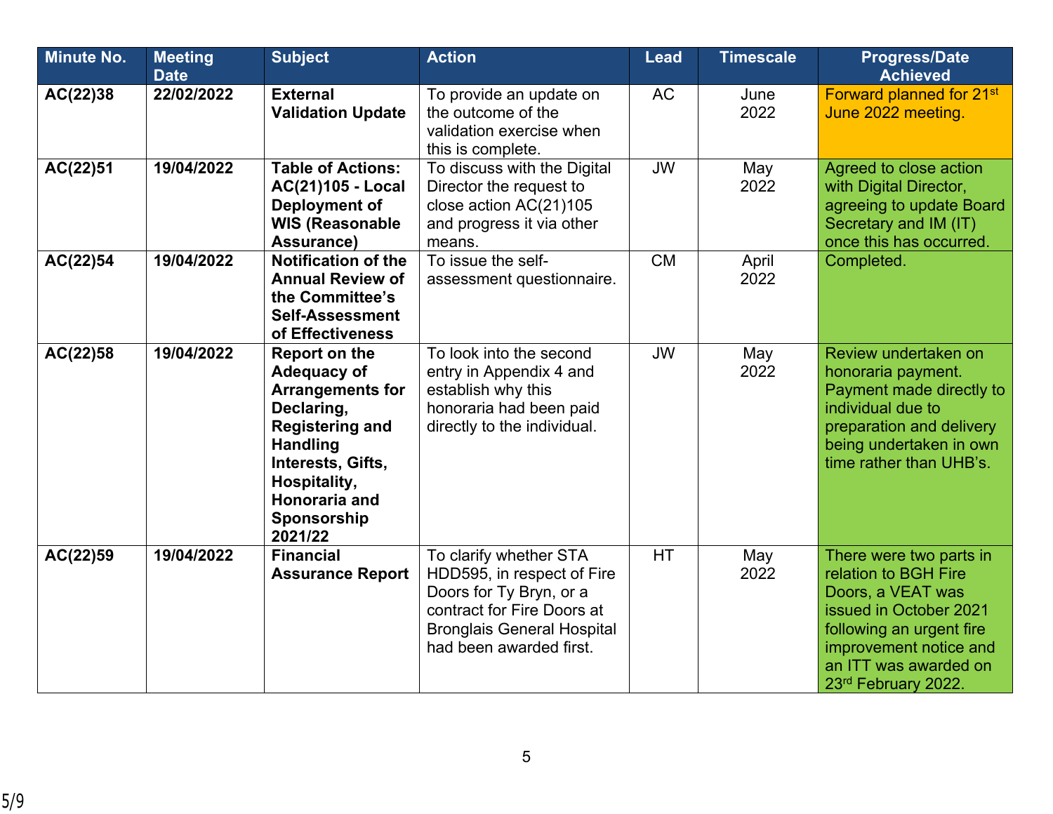| Minute No. | Meeting Date | Subject | Action | Lead | Timescale | Progress/Date Achieved |
|---|---|---|---|---|---|---|
| **AC(22)38** | **22/02/2022** | **External Validation Update** | To provide an update on the outcome of the validation exercise when this is complete. | AC | June 2022 | Forward planned for 21st June 2022 meeting. |
| **AC(22)51** | **19/04/2022** | **Table of Actions: AC(21)105 - Local Deployment of WIS (Reasonable Assurance)** | To discuss with the Digital Director the request to close action AC(21)105 and progress it via other means. | JW | May 2022 | Agreed to close action with Digital Director, agreeing to update Board Secretary and IM (IT) once this has occurred. |
| **AC(22)54** | **19/04/2022** | **Notification of the Annual Review of the Committee's Self-Assessment of Effectiveness** | To issue the self-assessment questionnaire. | CM | April 2022 | Completed. |
| **AC(22)58** | **19/04/2022** | **Report on the Adequacy of Arrangements for Declaring, Registering and Handling Interests, Gifts, Hospitality, Honoraria and Sponsorship 2021/22** | To look into the second entry in Appendix 4 and establish why this honoraria had been paid directly to the individual. | JW | May 2022 | Review undertaken on honoraria payment. Payment made directly to individual due to preparation and delivery being undertaken in own time rather than UHB's. |
| **AC(22)59** | **19/04/2022** | **Financial Assurance Report** | To clarify whether STA HDD595, in respect of Fire Doors for Ty Bryn, or a contract for Fire Doors at Bronglais General Hospital had been awarded first. | HT | May 2022 | There were two parts in relation to BGH Fire Doors, a VEAT was issued in October 2021 following an urgent fire improvement notice and an ITT was awarded on 23rd February 2022. |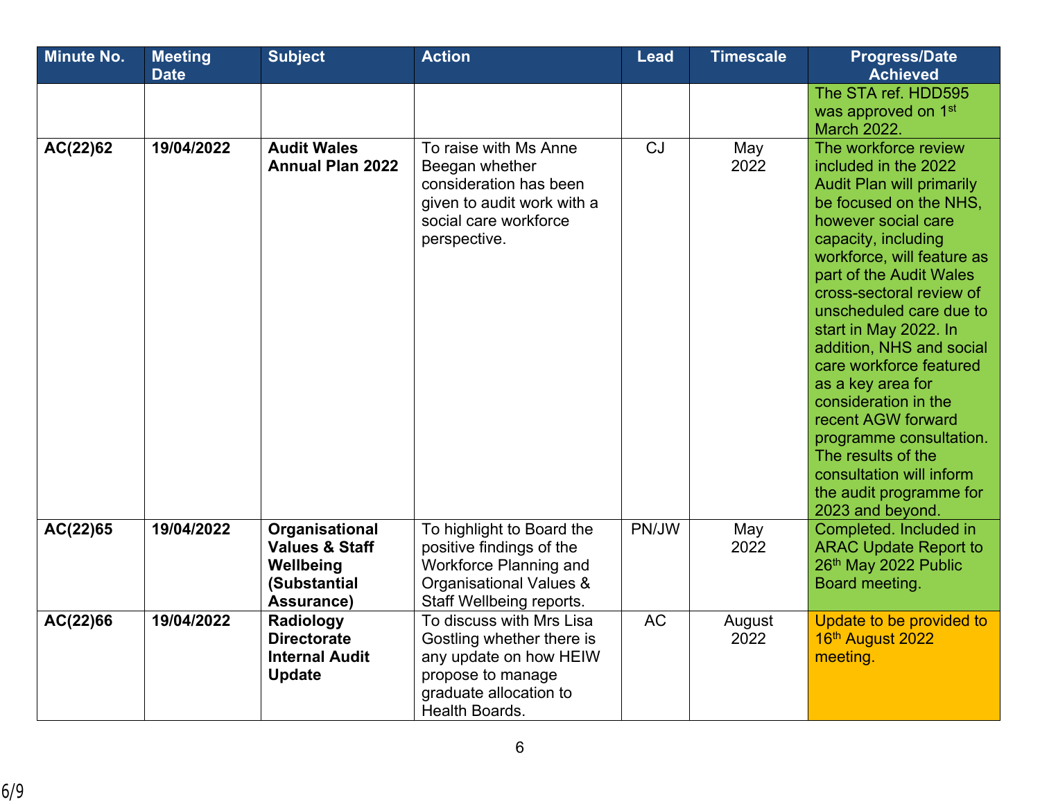| Minute No. | Meeting Date | Subject | Action | Lead | Timescale | Progress/Date Achieved |
|---|---|---|---|---|---|---|
| | | | | | | The STA ref. HDD595 was approved on 1st March 2022. |
| **AC(22)62** | **19/04/2022** | **Audit Wales Annual Plan 2022** | To raise with Ms Anne Beegan whether consideration has been given to audit work with a social care workforce perspective. | CJ | May 2022 | The workforce review included in the 2022 Audit Plan will primarily be focused on the NHS, however social care capacity, including workforce, will feature as part of the Audit Wales cross-sectoral review of unscheduled care due to start in May 2022. In addition, NHS and social care workforce featured as a key area for consideration in the recent AGW forward programme consultation. The results of the consultation will inform the audit programme for 2023 and beyond. |
| **AC(22)65** | **19/04/2022** | **Organisational Values & Staff Wellbeing (Substantial Assurance)** | To highlight to Board the positive findings of the Workforce Planning and Organisational Values & Staff Wellbeing reports. | PN/JW | May 2022 | Completed. Included in ARAC Update Report to 26th May 2022 Public Board meeting. |
| **AC(22)66** | **19/04/2022** | **Radiology Directorate Internal Audit Update** | To discuss with Mrs Lisa Gostling whether there is any update on how HEIW propose to manage graduate allocation to Health Boards. | AC | August 2022 | Update to be provided to 16th August 2022 meeting. |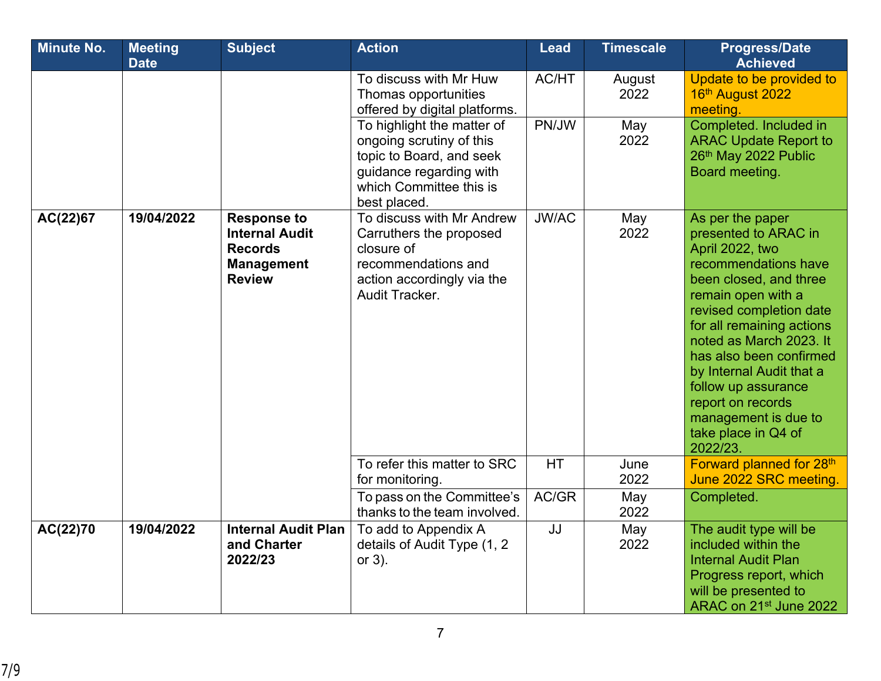| Minute No. | Meeting Date | Subject | Action | Lead | Timescale | Progress/Date Achieved |
|---|---|---|---|---|---|---|
| | | | To discuss with Mr Huw Thomas opportunities offered by digital platforms. | AC/HT | August 2022 | Update to be provided to 16th August 2022 meeting. |
| | | | To highlight the matter of ongoing scrutiny of this topic to Board, and seek guidance regarding with which Committee this is best placed. | PN/JW | May 2022 | Completed. Included in ARAC Update Report to 26th May 2022 Public Board meeting. |
| **AC(22)67** | **19/04/2022** | **Response to Internal Audit Records Management Review** | To discuss with Mr Andrew Carruthers the proposed closure of recommendations and action accordingly via the Audit Tracker. | JW/AC | May 2022 | As per the paper presented to ARAC in April 2022, two recommendations have been closed, and three remain open with a revised completion date for all remaining actions noted as March 2023. It has also been confirmed by Internal Audit that a follow up assurance report on records management is due to take place in Q4 of 2022/23. |
| | | | To refer this matter to SRC for monitoring. | HT | June 2022 | Forward planned for 28th June 2022 SRC meeting. |
| | | | To pass on the Committee's thanks to the team involved. | AC/GR | May 2022 | Completed. |
| **AC(22)70** | **19/04/2022** | **Internal Audit Plan and Charter 2022/23** | To add to Appendix A details of Audit Type (1, 2 or 3). | JJ | May 2022 | The audit type will be included within the Internal Audit Plan Progress report, which will be presented to ARAC on 21st June 2022 |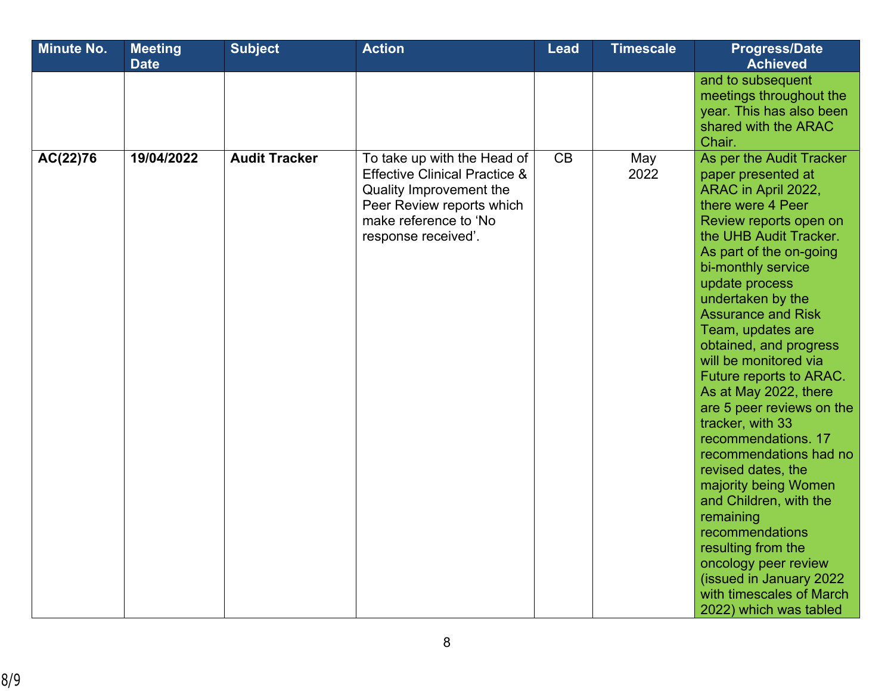| Minute No. | Meeting Date | Subject | Action | Lead | Timescale | Progress/Date Achieved |
|---|---|---|---|---|---|---|
| | | | | | | and to subsequent meetings throughout the year. This has also been shared with the ARAC Chair. |
| **AC(22)76** | **19/04/2022** | **Audit Tracker** | To take up with the Head of Effective Clinical Practice & Quality Improvement the Peer Review reports which make reference to 'No response received'. | CB | May 2022 | As per the Audit Tracker paper presented at ARAC in April 2022, there were 4 Peer Review reports open on the UHB Audit Tracker. As part of the on-going bi-monthly service update process undertaken by the Assurance and Risk Team, updates are obtained, and progress will be monitored via Future reports to ARAC. As at May 2022, there are 5 peer reviews on the tracker, with 33 recommendations. 17 recommendations had no revised dates, the majority being Women and Children, with the remaining recommendations resulting from the oncology peer review (issued in January 2022 with timescales of March 2022) which was tabled |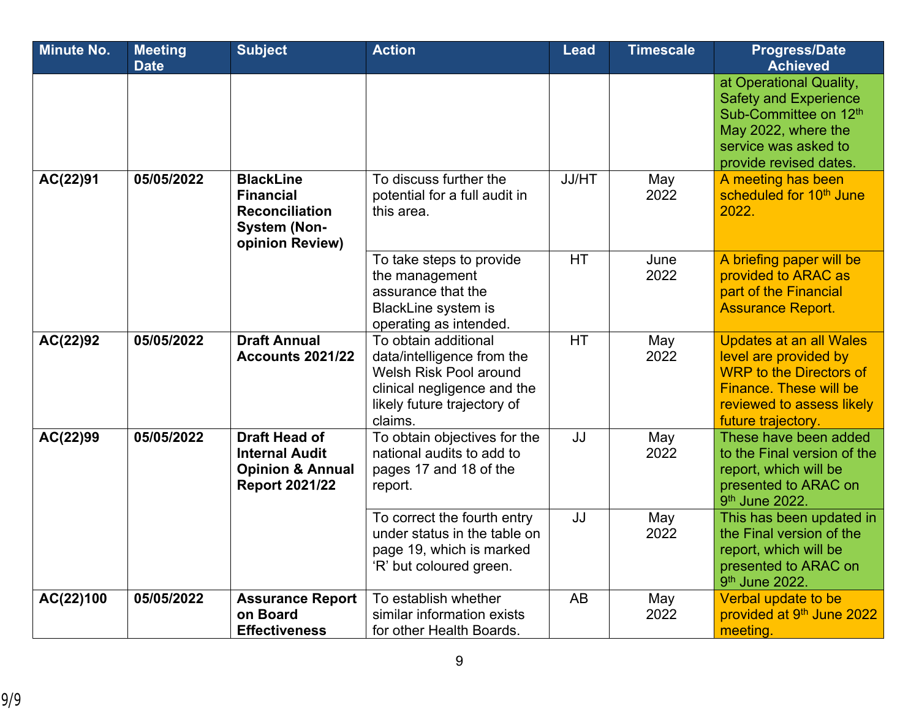| Minute No. | Meeting Date | Subject | Action | Lead | Timescale | Progress/Date Achieved |
|---|---|---|---|---|---|---|
| | | | | | | at Operational Quality, Safety and Experience Sub-Committee on 12th May 2022, where the service was asked to provide revised dates. |
| **AC(22)91** | **05/05/2022** | **BlackLine Financial Reconciliation System (Non-opinion Review)** | To discuss further the potential for a full audit in this area. | JJ/HT | May 2022 | A meeting has been scheduled for 10th June 2022. |
| | | | To take steps to provide the management assurance that the BlackLine system is operating as intended. | HT | June 2022 | A briefing paper will be provided to ARAC as part of the Financial Assurance Report. |
| **AC(22)92** | **05/05/2022** | **Draft Annual Accounts 2021/22** | To obtain additional data/intelligence from the Welsh Risk Pool around clinical negligence and the likely future trajectory of claims. | HT | May 2022 | Updates at an all Wales level are provided by WRP to the Directors of Finance. These will be reviewed to assess likely future trajectory. |
| **AC(22)99** | **05/05/2022** | **Draft Head of Internal Audit Opinion & Annual Report 2021/22** | To obtain objectives for the national audits to add to pages 17 and 18 of the report. | JJ | May 2022 | These have been added to the Final version of the report, which will be presented to ARAC on 9th June 2022. |
| | | | To correct the fourth entry under status in the table on page 19, which is marked 'R' but coloured green. | JJ | May 2022 | This has been updated in the Final version of the report, which will be presented to ARAC on 9th June 2022. |
| **AC(22)100** | **05/05/2022** | **Assurance Report on Board Effectiveness** | To establish whether similar information exists for other Health Boards. | AB | May 2022 | Verbal update to be provided at 9th June 2022 meeting. |